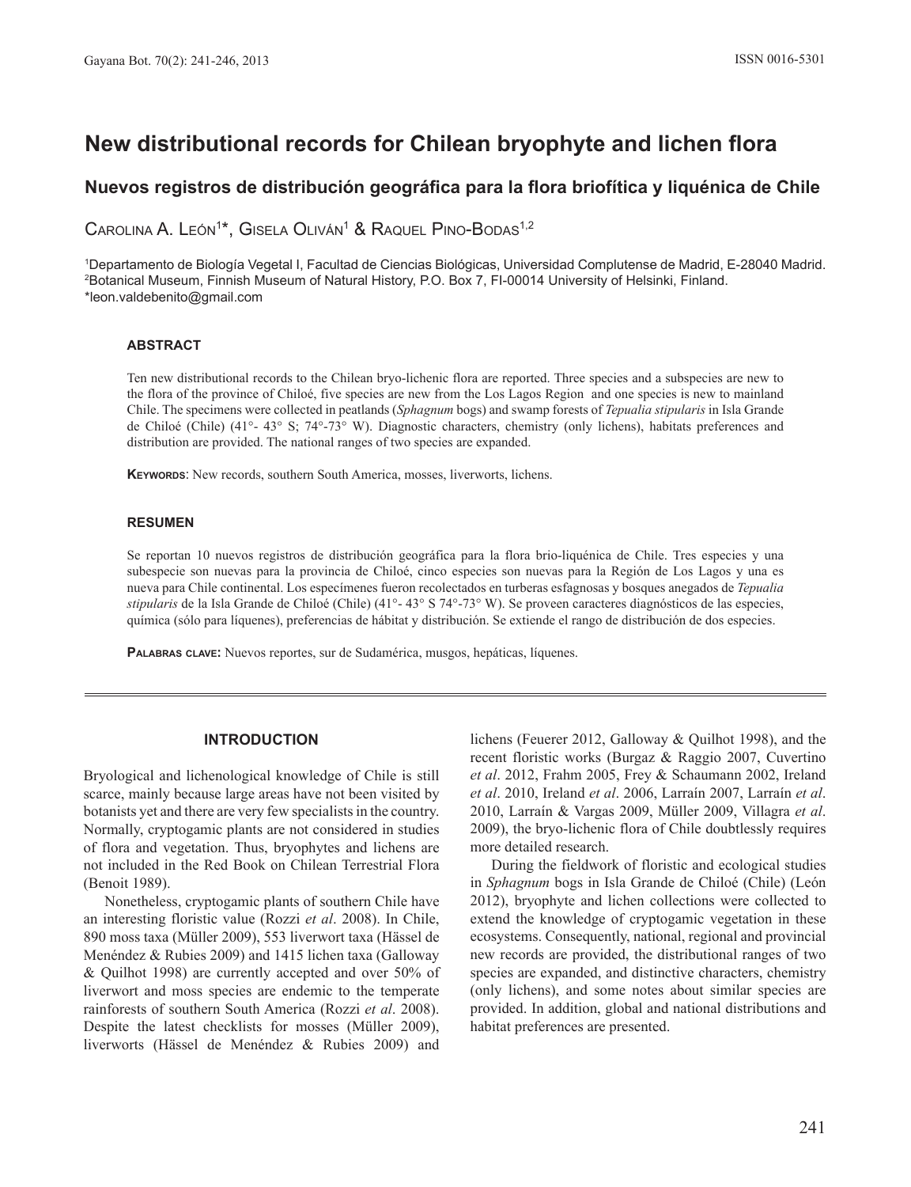# New distributional records for Chilean bryophyte and lichen flora

## Nuevos registros de distribución geográfica para la flora briofítica y liquénica de Chile

Carolina A. León[1]*, Gisela Oliván[1] & Raquel Pino-Bodas[1,2]

[1]Departamento de Biología Vegetal I, Facultad de Ciencias Biológicas, Universidad Complutense de Madrid, E-28040 Madrid.
[2]Botanical Museum, Finnish Museum of Natural History, P.O. Box 7, FI-00014 University of Helsinki, Finland.
*leon.valdebenito@gmail.com

### ABSTRACT

Ten new distributional records to the Chilean bryo-lichenic flora are reported. Three species and a subspecies are new to the flora of the province of Chiloé, five species are new from the Los Lagos Region and one species is new to mainland Chile. The specimens were collected in peatlands (*Sphagnum* bogs) and swamp forests of *Tepualia stipularis* in Isla Grande de Chiloé (Chile) (41°- 43° S; 74°-73° W). Diagnostic characters, chemistry (only lichens), habitats preferences and distribution are provided. The national ranges of two species are expanded.

**Keywords**: New records, southern South America, mosses, liverworts, lichens.

### RESUMEN

Se reportan 10 nuevos registros de distribución geográfica para la flora brio-liquénica de Chile. Tres especies y una subespecie son nuevas para la provincia de Chiloé, cinco especies son nuevas para la Región de Los Lagos y una es nueva para Chile continental. Los especímenes fueron recolectados en turberas esfagnosas y bosques anegados de *Tepualia stipularis* de la Isla Grande de Chiloé (Chile) (41°- 43° S 74°-73° W). Se proveen caracteres diagnósticos de las especies, química (sólo para líquenes), preferencias de hábitat y distribución. Se extiende el rango de distribución de dos especies.

**Palabras clave:** Nuevos reportes, sur de Sudamérica, musgos, hepáticas, líquenes.

## INTRODUCTION

Bryological and lichenological knowledge of Chile is still scarce, mainly because large areas have not been visited by botanists yet and there are very few specialists in the country. Normally, cryptogamic plants are not considered in studies of flora and vegetation. Thus, bryophytes and lichens are not included in the Red Book on Chilean Terrestrial Flora (Benoit 1989).

Nonetheless, cryptogamic plants of southern Chile have an interesting floristic value (Rozzi *et al*. 2008). In Chile, 890 moss taxa (Müller 2009), 553 liverwort taxa (Hässel de Menéndez & Rubies 2009) and 1415 lichen taxa (Galloway & Quilhot 1998) are currently accepted and over 50% of liverwort and moss species are endemic to the temperate rainforests of southern South America (Rozzi *et al*. 2008). Despite the latest checklists for mosses (Müller 2009), liverworts (Hässel de Menéndez & Rubies 2009) and lichens (Feuerer 2012, Galloway & Quilhot 1998), and the recent floristic works (Burgaz & Raggio 2007, Cuvertino *et al*. 2012, Frahm 2005, Frey & Schaumann 2002, Ireland *et al*. 2010, Ireland *et al*. 2006, Larraín 2007, Larraín *et al*. 2010, Larraín & Vargas 2009, Müller 2009, Villagra *et al*. 2009), the bryo-lichenic flora of Chile doubtlessly requires more detailed research.

During the fieldwork of floristic and ecological studies in *Sphagnum* bogs in Isla Grande de Chiloé (Chile) (León 2012), bryophyte and lichen collections were collected to extend the knowledge of cryptogamic vegetation in these ecosystems. Consequently, national, regional and provincial new records are provided, the distributional ranges of two species are expanded, and distinctive characters, chemistry (only lichens), and some notes about similar species are provided. In addition, global and national distributions and habitat preferences are presented.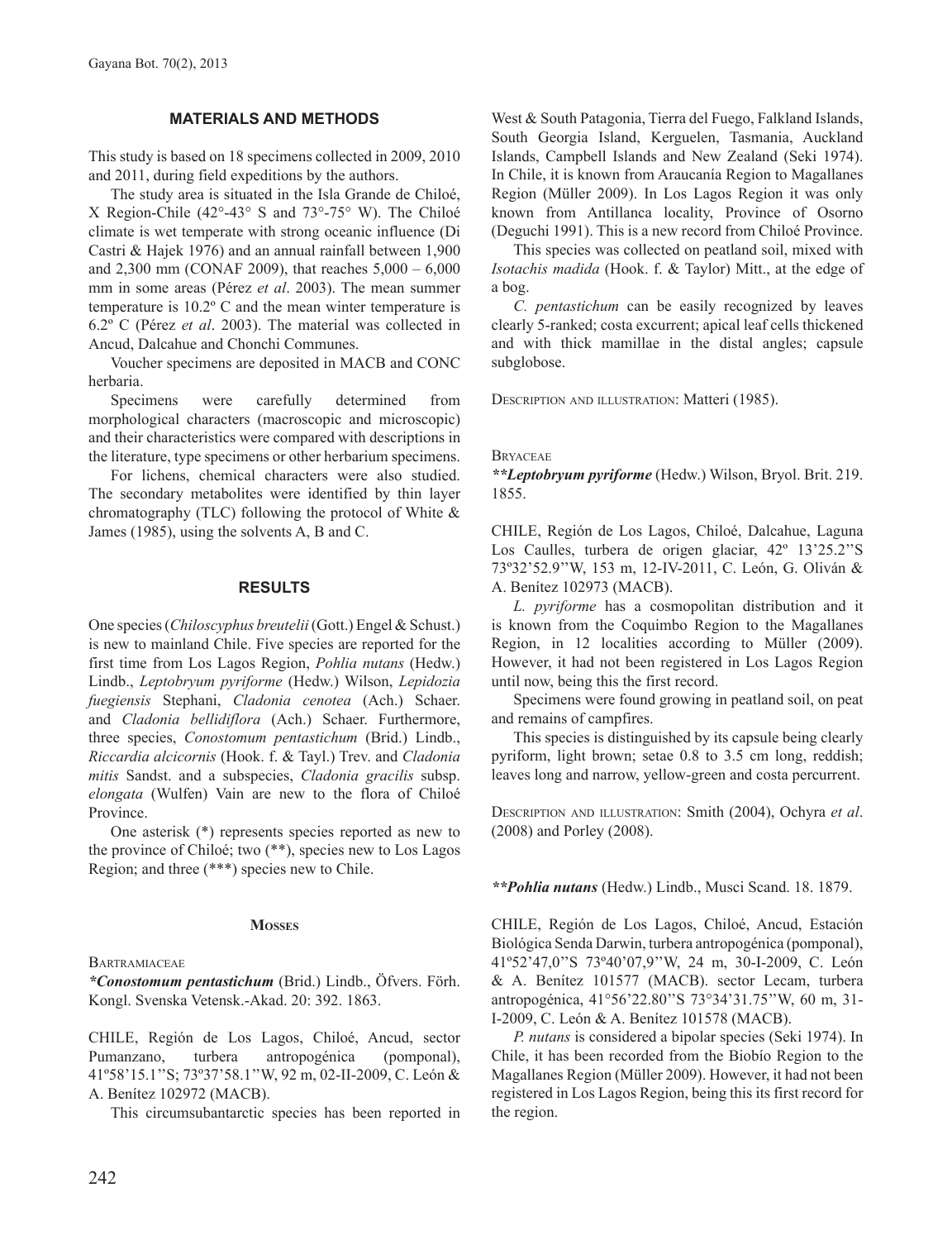## MATERIALS AND METHODS

This study is based on 18 specimens collected in 2009, 2010 and 2011, during field expeditions by the authors.

The study area is situated in the Isla Grande de Chiloé, X Region-Chile (42°-43° S and 73°-75° W). The Chiloé climate is wet temperate with strong oceanic influence (Di Castri & Hajek 1976) and an annual rainfall between 1,900 and 2,300 mm (CONAF 2009), that reaches 5,000 – 6,000 mm in some areas (Pérez *et al*. 2003). The mean summer temperature is 10.2º C and the mean winter temperature is 6.2º C (Pérez *et al*. 2003). The material was collected in Ancud, Dalcahue and Chonchi Communes.

Voucher specimens are deposited in MACB and CONC herbaria.

Specimens were carefully determined from morphological characters (macroscopic and microscopic) and their characteristics were compared with descriptions in the literature, type specimens or other herbarium specimens.

For lichens, chemical characters were also studied. The secondary metabolites were identified by thin layer chromatography (TLC) following the protocol of White & James (1985), using the solvents A, B and C.

## RESULTS

One species (*Chiloscyphus breutelii* (Gott.) Engel & Schust.) is new to mainland Chile. Five species are reported for the first time from Los Lagos Region, *Pohlia nutans* (Hedw.) Lindb., *Leptobryum pyriforme* (Hedw.) Wilson, *Lepidozia fuegiensis* Stephani, *Cladonia cenotea* (Ach.) Schaer. and *Cladonia bellidiflora* (Ach.) Schaer. Furthermore, three species, *Conostomum pentastichum* (Brid.) Lindb., *Riccardia alcicornis* (Hook. f. & Tayl.) Trev. and *Cladonia mitis* Sandst. and a subspecies, *Cladonia gracilis* subsp. *elongata* (Wulfen) Vain are new to the flora of Chiloé Province.

One asterisk (*) represents species reported as new to the province of Chiloé; two (**), species new to Los Lagos Region; and three (***) species new to Chile.

### Mosses

Bartramiaceae

***Conostomum pentastichum*** **(Brid.) Lindb., Öfvers. Förh. Kongl. Svenska Vetensk.-Akad. 20: 392. 1863.**

CHILE, Región de Los Lagos, Chiloé, Ancud, sector Pumanzano, turbera antropogénica (pomponal), 41º58'15.1''S; 73º37'58.1''W, 92 m, 02-II-2009, C. León & A. Benítez 102972 (MACB).

This circumsubantarctic species has been reported in West & South Patagonia, Tierra del Fuego, Falkland Islands, South Georgia Island, Kerguelen, Tasmania, Auckland Islands, Campbell Islands and New Zealand (Seki 1974). In Chile, it is known from Araucanía Region to Magallanes Region (Müller 2009). In Los Lagos Region it was only known from Antillanca locality, Province of Osorno (Deguchi 1991). This is a new record from Chiloé Province.

This species was collected on peatland soil, mixed with *Isotachis madida* (Hook. f. & Taylor) Mitt., at the edge of a bog.

*C. pentastichum* can be easily recognized by leaves clearly 5-ranked; costa excurrent; apical leaf cells thickened and with thick mamillae in the distal angles; capsule subglobose.

Description and illustration: Matteri (1985).

Bryaceae

***Leptobryum pyriforme*** **(Hedw.) Wilson, Bryol. Brit. 219. 1855.**

CHILE, Región de Los Lagos, Chiloé, Dalcahue, Laguna Los Caulles, turbera de origen glaciar, 42º 13'25.2''S 73º32'52.9''W, 153 m, 12-IV-2011, C. León, G. Oliván & A. Benítez 102973 (MACB).

*L. pyriforme* has a cosmopolitan distribution and it is known from the Coquimbo Region to the Magallanes Region, in 12 localities according to Müller (2009). However, it had not been registered in Los Lagos Region until now, being this the first record.

Specimens were found growing in peatland soil, on peat and remains of campfires.

This species is distinguished by its capsule being clearly pyriform, light brown; setae 0.8 to 3.5 cm long, reddish; leaves long and narrow, yellow-green and costa percurrent.

Description and illustration: Smith (2004), Ochyra *et al*. (2008) and Porley (2008).

***Pohlia nutans*** **(Hedw.) Lindb., Musci Scand. 18. 1879.**

CHILE, Región de Los Lagos, Chiloé, Ancud, Estación Biológica Senda Darwin, turbera antropogénica (pomponal), 41º52'47,0''S 73º40'07,9''W, 24 m, 30-I-2009, C. León & A. Benítez 101577 (MACB). sector Lecam, turbera antropogénica, 41°56'22.80''S 73°34'31.75''W, 60 m, 31-I-2009, C. León & A. Benítez 101578 (MACB).

*P. nutans* is considered a bipolar species (Seki 1974). In Chile, it has been recorded from the Biobío Region to the Magallanes Region (Müller 2009). However, it had not been registered in Los Lagos Region, being this its first record for the region.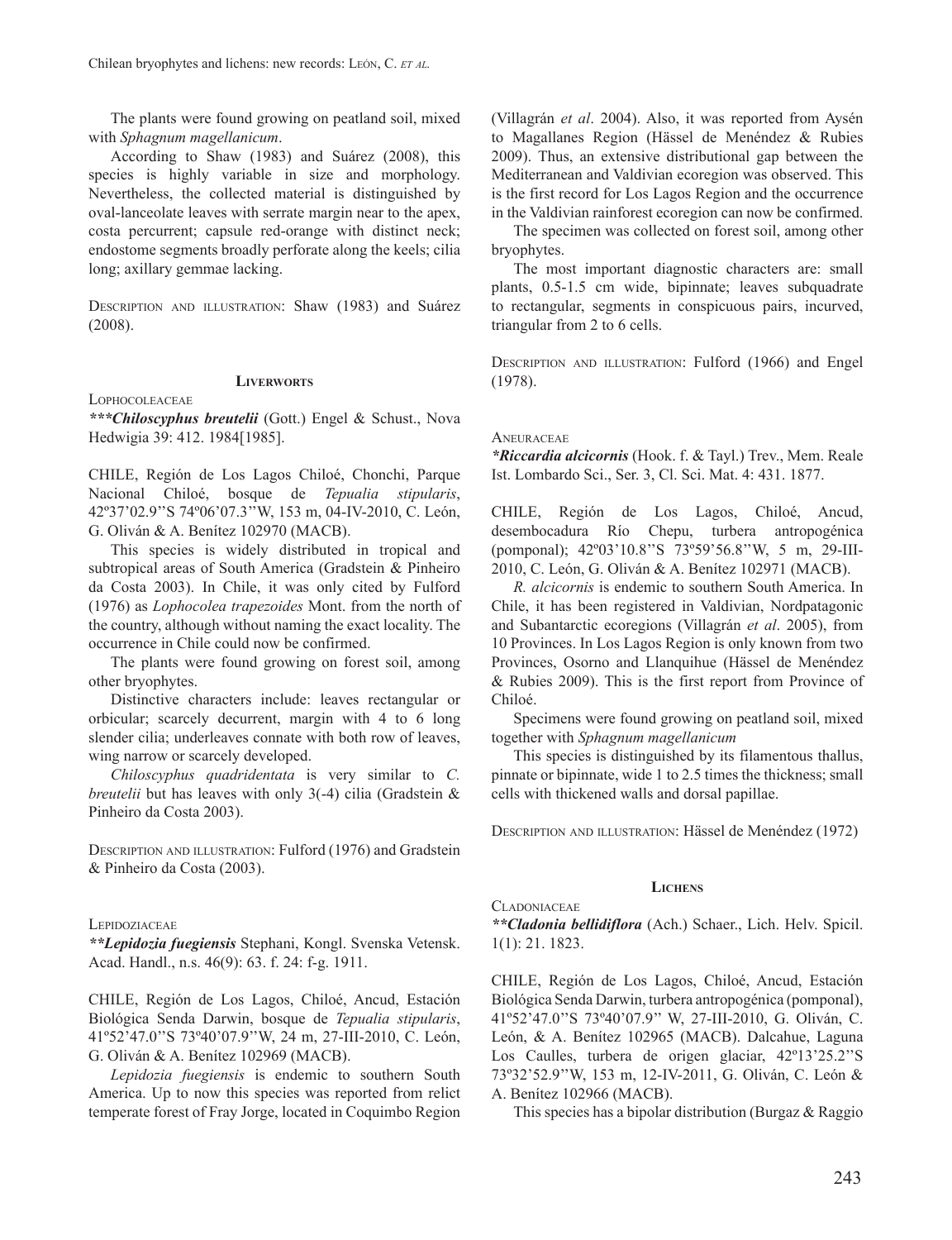The plants were found growing on peatland soil, mixed with *Sphagnum magellanicum*.

According to Shaw (1983) and Suárez (2008), this species is highly variable in size and morphology. Nevertheless, the collected material is distinguished by oval-lanceolate leaves with serrate margin near to the apex, costa percurrent; capsule red-orange with distinct neck; endostome segments broadly perforate along the keels; cilia long; axillary gemmae lacking.

Description and illustration: Shaw (1983) and Suárez (2008).

## Liverworts

Lophocoleaceae

***\*\*\*Chiloscyphus breutelii*** (Gott.) Engel & Schust., Nova Hedwigia 39: 412. 1984[1985].

CHILE, Región de Los Lagos Chiloé, Chonchi, Parque Nacional Chiloé, bosque de *Tepualia stipularis*, 42º37'02.9''S 74º06'07.3''W, 153 m, 04-IV-2010, C. León, G. Oliván & A. Benítez 102970 (MACB).

This species is widely distributed in tropical and subtropical areas of South America (Gradstein & Pinheiro da Costa 2003). In Chile, it was only cited by Fulford (1976) as *Lophocolea trapezoides* Mont. from the north of the country, although without naming the exact locality. The occurrence in Chile could now be confirmed.

The plants were found growing on forest soil, among other bryophytes.

Distinctive characters include: leaves rectangular or orbicular; scarcely decurrent, margin with 4 to 6 long slender cilia; underleaves connate with both row of leaves, wing narrow or scarcely developed.

*Chiloscyphus quadridentata* is very similar to *C. breutelii* but has leaves with only 3(-4) cilia (Gradstein & Pinheiro da Costa 2003).

Description and illustration: Fulford (1976) and Gradstein & Pinheiro da Costa (2003).

Lepidoziaceae

***\*\*Lepidozia fuegiensis*** Stephani, Kongl. Svenska Vetensk. Acad. Handl., n.s. 46(9): 63. f. 24: f-g. 1911.

CHILE, Región de Los Lagos, Chiloé, Ancud, Estación Biológica Senda Darwin, bosque de *Tepualia stipularis*, 41º52'47.0''S 73º40'07.9''W, 24 m, 27-III-2010, C. León, G. Oliván & A. Benítez 102969 (MACB).

*Lepidozia fuegiensis* is endemic to southern South America. Up to now this species was reported from relict temperate forest of Fray Jorge, located in Coquimbo Region (Villagrán *et al*. 2004). Also, it was reported from Aysén to Magallanes Region (Hässel de Menéndez & Rubies 2009). Thus, an extensive distributional gap between the Mediterranean and Valdivian ecoregion was observed. This is the first record for Los Lagos Region and the occurrence in the Valdivian rainforest ecoregion can now be confirmed.

The specimen was collected on forest soil, among other bryophytes.

The most important diagnostic characters are: small plants, 0.5-1.5 cm wide, bipinnate; leaves subquadrate to rectangular, segments in conspicuous pairs, incurved, triangular from 2 to 6 cells.

Description and illustration: Fulford (1966) and Engel (1978).

Aneuraceae

***\*Riccardia alcicornis*** (Hook. f. & Tayl.) Trev., Mem. Reale Ist. Lombardo Sci., Ser. 3, Cl. Sci. Mat. 4: 431. 1877.

CHILE, Región de Los Lagos, Chiloé, Ancud, desembocadura Río Chepu, turbera antropogénica (pomponal); 42º03'10.8''S 73º59'56.8''W, 5 m, 29-III-2010, C. León, G. Oliván & A. Benítez 102971 (MACB).

*R. alcicornis* is endemic to southern South America. In Chile, it has been registered in Valdivian, Nordpatagonic and Subantarctic ecoregions (Villagrán *et al*. 2005), from 10 Provinces. In Los Lagos Region is only known from two Provinces, Osorno and Llanquihue (Hässel de Menéndez & Rubies 2009). This is the first report from Province of Chiloé.

Specimens were found growing on peatland soil, mixed together with *Sphagnum magellanicum*

This species is distinguished by its filamentous thallus, pinnate or bipinnate, wide 1 to 2.5 times the thickness; small cells with thickened walls and dorsal papillae.

Description and illustration: Hässel de Menéndez (1972)

## Lichens

Cladoniaceae

***\*\*Cladonia bellidiflora*** (Ach.) Schaer., Lich. Helv. Spicil. 1(1): 21. 1823.

CHILE, Región de Los Lagos, Chiloé, Ancud, Estación Biológica Senda Darwin, turbera antropogénica (pomponal), 41º52'47.0''S 73º40'07.9'' W, 27-III-2010, G. Oliván, C. León, & A. Benítez 102965 (MACB). Dalcahue, Laguna Los Caulles, turbera de origen glaciar, 42º13'25.2''S 73º32'52.9''W, 153 m, 12-IV-2011, G. Oliván, C. León & A. Benítez 102966 (MACB).

This species has a bipolar distribution (Burgaz & Raggio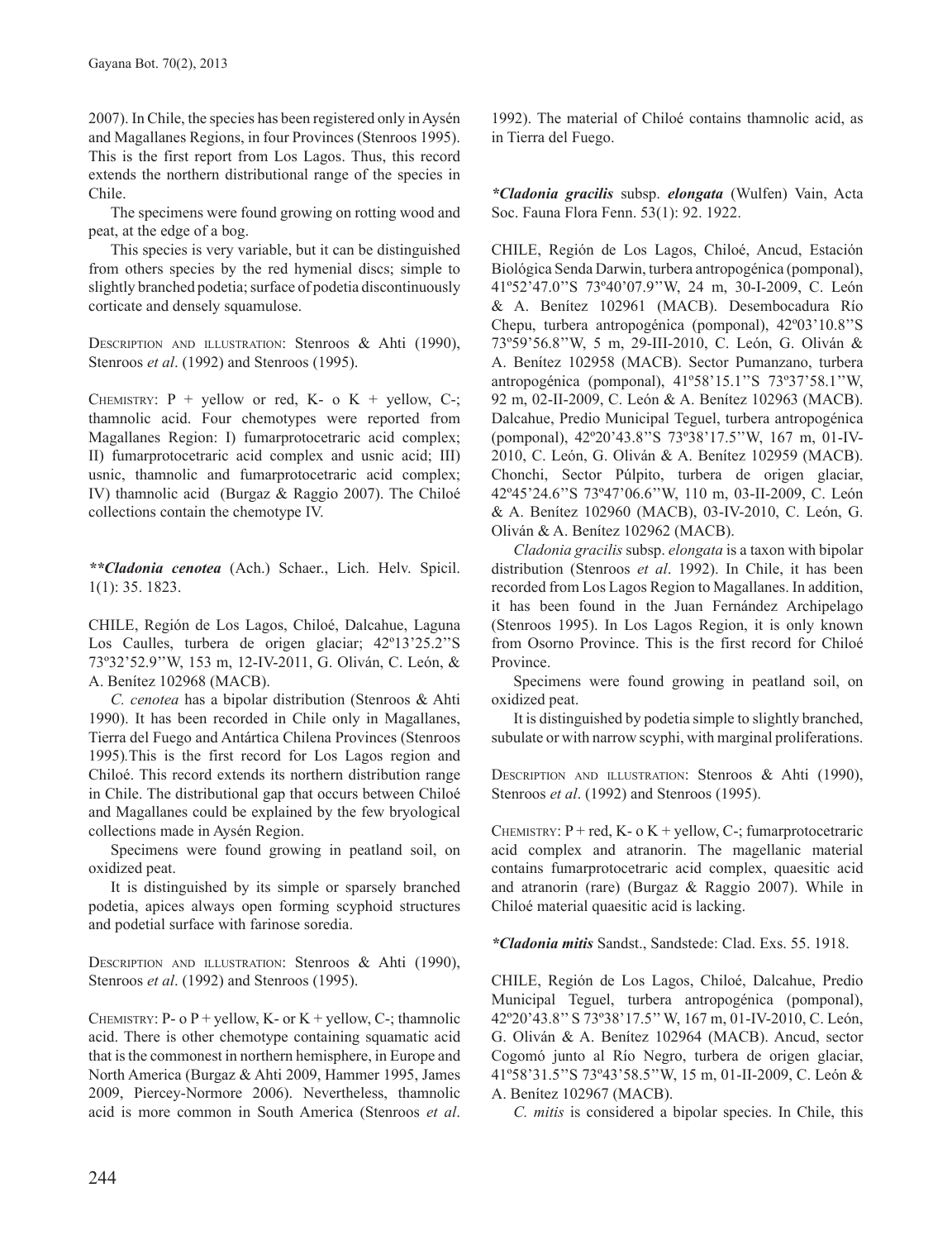2007). In Chile, the species has been registered only in Aysén and Magallanes Regions, in four Provinces (Stenroos 1995). This is the first report from Los Lagos. Thus, this record extends the northern distributional range of the species in Chile.

The specimens were found growing on rotting wood and peat, at the edge of a bog.

This species is very variable, but it can be distinguished from others species by the red hymenial discs; simple to slightly branched podetia; surface of podetia discontinuously corticate and densely squamulose.

Description and illustration: Stenroos & Ahti (1990), Stenroos *et al*. (1992) and Stenroos (1995).

Chemistry: P + yellow or red, K- o K + yellow, C-; thamnolic acid. Four chemotypes were reported from Magallanes Region: I) fumarprotocetraric acid complex; II) fumarprotocetraric acid complex and usnic acid; III) usnic, thamnolic and fumarprotocetraric acid complex; IV) thamnolic acid (Burgaz & Raggio 2007). The Chiloé collections contain the chemotype IV.

***Cladonia cenotea** (Ach.) Schaer., Lich. Helv. Spicil. 1(1): 35. 1823.

CHILE, Región de Los Lagos, Chiloé, Dalcahue, Laguna Los Caulles, turbera de origen glaciar; 42º13'25.2''S 73º32'52.9''W, 153 m, 12-IV-2011, G. Oliván, C. León, & A. Benítez 102968 (MACB).

*C. cenotea* has a bipolar distribution (Stenroos & Ahti 1990). It has been recorded in Chile only in Magallanes, Tierra del Fuego and Antártica Chilena Provinces (Stenroos 1995). This is the first record for Los Lagos region and Chiloé. This record extends its northern distribution range in Chile. The distributional gap that occurs between Chiloé and Magallanes could be explained by the few bryological collections made in Aysén Region.

Specimens were found growing in peatland soil, on oxidized peat.

It is distinguished by its simple or sparsely branched podetia, apices always open forming scyphoid structures and podetial surface with farinose soredia.

Description and illustration: Stenroos & Ahti (1990), Stenroos *et al*. (1992) and Stenroos (1995).

Chemistry: P- o P + yellow, K- or K + yellow, C-; thamnolic acid. There is other chemotype containing squamatic acid that is the commonest in northern hemisphere, in Europe and North America (Burgaz & Ahti 2009, Hammer 1995, James 2009, Piercey-Normore 2006). Nevertheless, thamnolic acid is more common in South America (Stenroos *et al*. 1992). The material of Chiloé contains thamnolic acid, as in Tierra del Fuego.

**Cladonia gracilis* subsp. *elongata*** (Wulfen) Vain, Acta Soc. Fauna Flora Fenn. 53(1): 92. 1922.

CHILE, Región de Los Lagos, Chiloé, Ancud, Estación Biológica Senda Darwin, turbera antropogénica (pomponal), 41º52'47.0''S 73º40'07.9''W, 24 m, 30-I-2009, C. León & A. Benítez 102961 (MACB). Desembocadura Río Chepu, turbera antropogénica (pomponal), 42º03'10.8''S 73º59'56.8''W, 5 m, 29-III-2010, C. León, G. Oliván & A. Benítez 102958 (MACB). Sector Pumanzano, turbera antropogénica (pomponal), 41º58'15.1''S 73º37'58.1''W, 92 m, 02-II-2009, C. León & A. Benítez 102963 (MACB). Dalcahue, Predio Municipal Teguel, turbera antropogénica (pomponal), 42º20'43.8''S 73º38'17.5''W, 167 m, 01-IV-2010, C. León, G. Oliván & A. Benítez 102959 (MACB). Chonchi, Sector Púlpito, turbera de origen glaciar, 42º45'24.6''S 73º47'06.6''W, 110 m, 03-II-2009, C. León & A. Benítez 102960 (MACB), 03-IV-2010, C. León, G. Oliván & A. Benítez 102962 (MACB).

*Cladonia gracilis* subsp. *elongata* is a taxon with bipolar distribution (Stenroos *et al*. 1992). In Chile, it has been recorded from Los Lagos Region to Magallanes. In addition, it has been found in the Juan Fernández Archipelago (Stenroos 1995). In Los Lagos Region, it is only known from Osorno Province. This is the first record for Chiloé Province.

Specimens were found growing in peatland soil, on oxidized peat.

It is distinguished by podetia simple to slightly branched, subulate or with narrow scyphi, with marginal proliferations.

Description and illustration: Stenroos & Ahti (1990), Stenroos *et al*. (1992) and Stenroos (1995).

Chemistry: P + red, K- o K + yellow, C-; fumarprotocetraric acid complex and atranorin. The magellanic material contains fumarprotocetraric acid complex, quaesitic acid and atranorin (rare) (Burgaz & Raggio 2007). While in Chiloé material quaesitic acid is lacking.

***Cladonia mitis*** Sandst., Sandstede: Clad. Exs. 55. 1918.

CHILE, Región de Los Lagos, Chiloé, Dalcahue, Predio Municipal Teguel, turbera antropogénica (pomponal), 42º20'43.8'' S 73º38'17.5'' W, 167 m, 01-IV-2010, C. León, G. Oliván & A. Benítez 102964 (MACB). Ancud, sector Cogomó junto al Río Negro, turbera de origen glaciar, 41º58'31.5''S 73º43'58.5''W, 15 m, 01-II-2009, C. León & A. Benítez 102967 (MACB).

*C. mitis* is considered a bipolar species. In Chile, this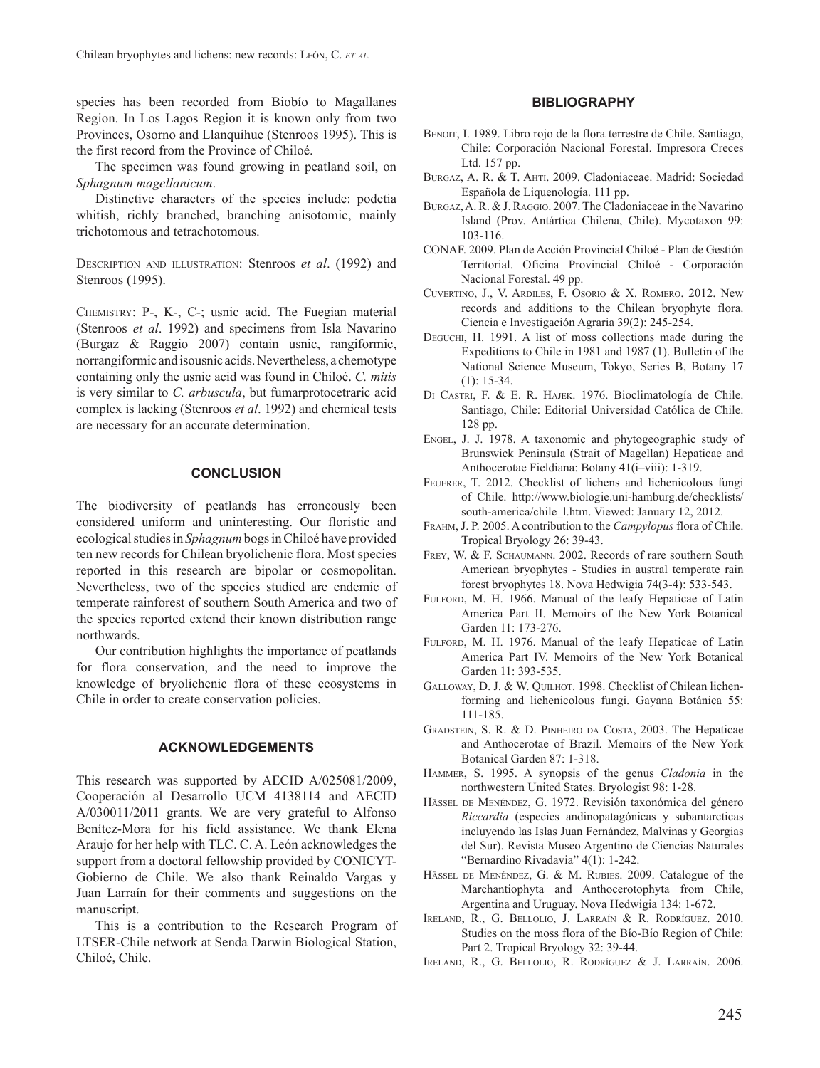species has been recorded from Biobío to Magallanes Region. In Los Lagos Region it is known only from two Provinces, Osorno and Llanquihue (Stenroos 1995). This is the first record from the Province of Chiloé.

The specimen was found growing in peatland soil, on *Sphagnum magellanicum*.

Distinctive characters of the species include: podetia whitish, richly branched, branching anisotomic, mainly trichotomous and tetrachotomous.

Description and illustration: Stenroos *et al*. (1992) and Stenroos (1995).

Chemistry: P-, K-, C-; usnic acid. The Fuegian material (Stenroos *et al*. 1992) and specimens from Isla Navarino (Burgaz & Raggio 2007) contain usnic, rangiformic, norrangiformic and isousnic acids. Nevertheless, a chemotype containing only the usnic acid was found in Chiloé. *C. mitis* is very similar to *C. arbuscula*, but fumarprotocetraric acid complex is lacking (Stenroos *et al*. 1992) and chemical tests are necessary for an accurate determination.

## CONCLUSION

The biodiversity of peatlands has erroneously been considered uniform and uninteresting. Our floristic and ecological studies in *Sphagnum* bogs in Chiloé have provided ten new records for Chilean bryolichenic flora. Most species reported in this research are bipolar or cosmopolitan. Nevertheless, two of the species studied are endemic of temperate rainforest of southern South America and two of the species reported extend their known distribution range northwards.

Our contribution highlights the importance of peatlands for flora conservation, and the need to improve the knowledge of bryolichenic flora of these ecosystems in Chile in order to create conservation policies.

## ACKNOWLEDGEMENTS

This research was supported by AECID A/025081/2009, Cooperación al Desarrollo UCM 4138114 and AECID A/030011/2011 grants. We are very grateful to Alfonso Benítez-Mora for his field assistance. We thank Elena Araujo for her help with TLC. C. A. León acknowledges the support from a doctoral fellowship provided by CONICYT-Gobierno de Chile. We also thank Reinaldo Vargas y Juan Larraín for their comments and suggestions on the manuscript.

This is a contribution to the Research Program of LTSER-Chile network at Senda Darwin Biological Station, Chiloé, Chile.

## BIBLIOGRAPHY

Benoit, I. 1989. Libro rojo de la flora terrestre de Chile. Santiago, Chile: Corporación Nacional Forestal. Impresora Creces Ltd. 157 pp.

Burgaz, A. R. & T. Ahti. 2009. Cladoniaceae. Madrid: Sociedad Española de Liquenología. 111 pp.

Burgaz, A. R. & J. Raggio. 2007. The Cladoniaceae in the Navarino Island (Prov. Antártica Chilena, Chile). Mycotaxon 99: 103-116.

CONAF. 2009. Plan de Acción Provincial Chiloé - Plan de Gestión Territorial. Oficina Provincial Chiloé - Corporación Nacional Forestal. 49 pp.

Cuvertino, J., V. Ardiles, F. Osorio & X. Romero. 2012. New records and additions to the Chilean bryophyte flora. Ciencia e Investigación Agraria 39(2): 245-254.

Deguchi, H. 1991. A list of moss collections made during the Expeditions to Chile in 1981 and 1987 (1). Bulletin of the National Science Museum, Tokyo, Series B, Botany 17 (1): 15-34.

Di Castri, F. & E. R. Hajek. 1976. Bioclimatología de Chile. Santiago, Chile: Editorial Universidad Católica de Chile. 128 pp.

Engel, J. J. 1978. A taxonomic and phytogeographic study of Brunswick Peninsula (Strait of Magellan) Hepaticae and Anthocerotae Fieldiana: Botany 41(i–viii): 1-319.

Feuerer, T. 2012. Checklist of lichens and lichenicolous fungi of Chile. http://www.biologie.uni-hamburg.de/checklists/south-america/chile_l.htm. Viewed: January 12, 2012.

Frahm, J. P. 2005. A contribution to the *Campylopus* flora of Chile. Tropical Bryology 26: 39-43.

Frey, W. & F. Schaumann. 2002. Records of rare southern South American bryophytes - Studies in austral temperate rain forest bryophytes 18. Nova Hedwigia 74(3-4): 533-543.

Fulford, M. H. 1966. Manual of the leafy Hepaticae of Latin America Part II. Memoirs of the New York Botanical Garden 11: 173-276.

Fulford, M. H. 1976. Manual of the leafy Hepaticae of Latin America Part IV. Memoirs of the New York Botanical Garden 11: 393-535.

Galloway, D. J. & W. Quilhot. 1998. Checklist of Chilean lichen-forming and lichenicolous fungi. Gayana Botánica 55: 111-185.

Gradstein, S. R. & D. Pinheiro da Costa, 2003. The Hepaticae and Anthocerotae of Brazil. Memoirs of the New York Botanical Garden 87: 1-318.

Hammer, S. 1995. A synopsis of the genus *Cladonia* in the northwestern United States. Bryologist 98: 1-28.

Hässel de Menéndez, G. 1972. Revisión taxonómica del género *Riccardia* (especies andinopatagónicas y subantarcticas incluyendo las Islas Juan Fernández, Malvinas y Georgias del Sur). Revista Museo Argentino de Ciencias Naturales "Bernardino Rivadavia" 4(1): 1-242.

Hässel de Menéndez, G. & M. Rubies. 2009. Catalogue of the Marchantiophyta and Anthocerotophyta from Chile, Argentina and Uruguay. Nova Hedwigia 134: 1-672.

Ireland, R., G. Bellolio, J. Larraín & R. Rodríguez. 2010. Studies on the moss flora of the Bío-Bío Region of Chile: Part 2. Tropical Bryology 32: 39-44.

Ireland, R., G. Bellolio, R. Rodríguez & J. Larraín. 2006.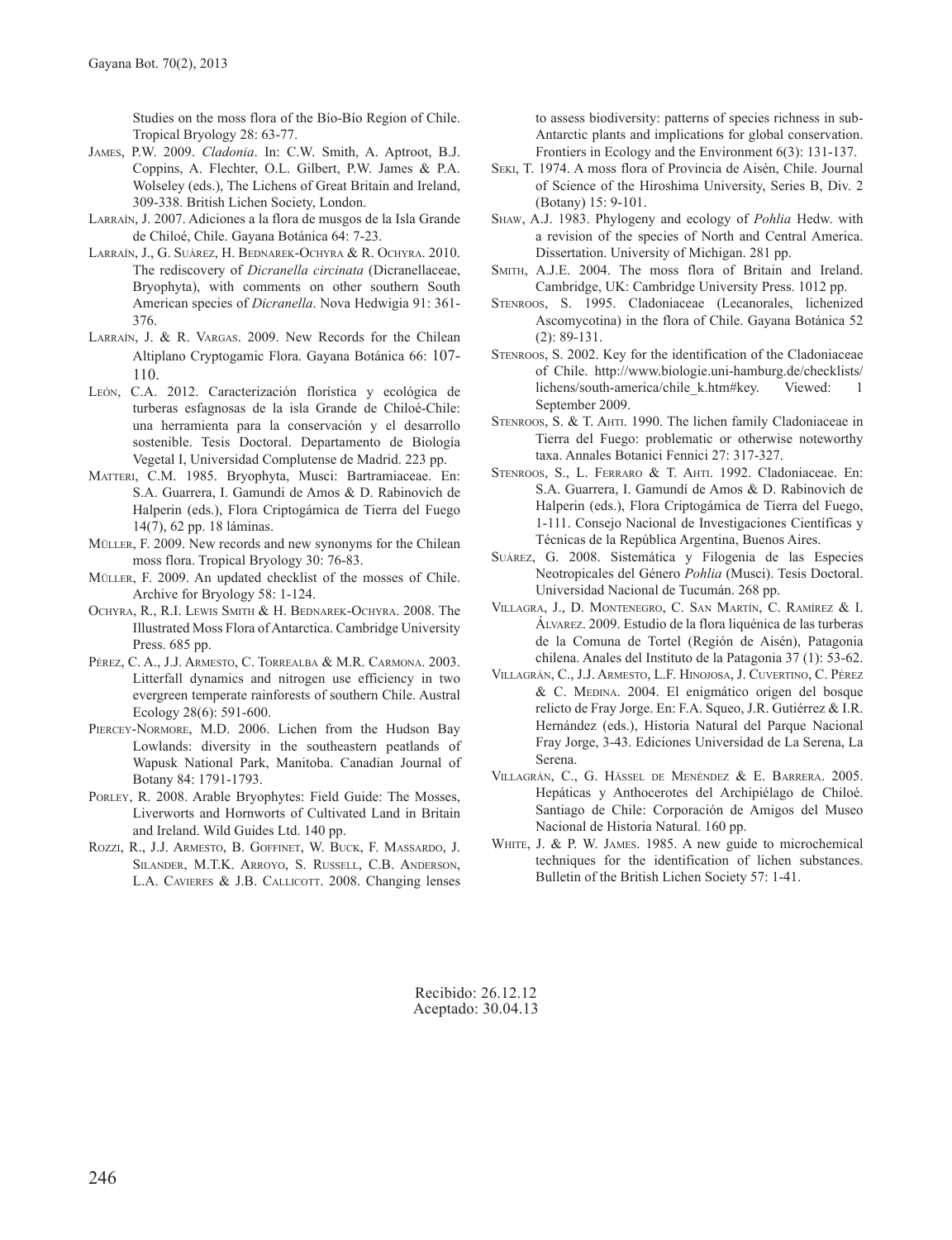Studies on the moss flora of the Bío-Bío Region of Chile. Tropical Bryology 28: 63-77.

James, P.W. 2009. *Cladonia*. In: C.W. Smith, A. Aptroot, B.J. Coppins, A. Flechter, O.L. Gilbert, P.W. James & P.A. Wolseley (eds.), The Lichens of Great Britain and Ireland, 309-338. British Lichen Society, London.

Larraín, J. 2007. Adiciones a la flora de musgos de la Isla Grande de Chiloé, Chile. Gayana Botánica 64: 7-23.

Larraín, J., G. Suárez, H. Bednarek-Ochyra & R. Ochyra. 2010. The rediscovery of *Dicranella circinata* (Dicranellaceae, Bryophyta), with comments on other southern South American species of *Dicranella*. Nova Hedwigia 91: 361-376.

Larraín, J. & R. Vargas. 2009. New Records for the Chilean Altiplano Cryptogamic Flora. Gayana Botánica 66: 107-110.

León, C.A. 2012. Caracterización florística y ecológica de turberas esfagnosas de la isla Grande de Chiloé-Chile: una herramienta para la conservación y el desarrollo sostenible. Tesis Doctoral. Departamento de Biología Vegetal I, Universidad Complutense de Madrid. 223 pp.

Matteri, C.M. 1985. Bryophyta, Musci: Bartramiaceae. En: S.A. Guarrera, I. Gamundi de Amos & D. Rabinovich de Halperin (eds.), Flora Criptogámica de Tierra del Fuego 14(7), 62 pp. 18 láminas.

Müller, F. 2009. New records and new synonyms for the Chilean moss flora. Tropical Bryology 30: 76-83.

Müller, F. 2009. An updated checklist of the mosses of Chile. Archive for Bryology 58: 1-124.

Ochyra, R., R.I. Lewis Smith & H. Bednarek-Ochyra. 2008. The Illustrated Moss Flora of Antarctica. Cambridge University Press. 685 pp.

Pérez, C. A., J.J. Armesto, C. Torrealba & M.R. Carmona. 2003. Litterfall dynamics and nitrogen use efficiency in two evergreen temperate rainforests of southern Chile. Austral Ecology 28(6): 591-600.

Piercey-Normore, M.D. 2006. Lichen from the Hudson Bay Lowlands: diversity in the southeastern peatlands of Wapusk National Park, Manitoba. Canadian Journal of Botany 84: 1791-1793.

Porley, R. 2008. Arable Bryophytes: Field Guide: The Mosses, Liverworts and Hornworts of Cultivated Land in Britain and Ireland. Wild Guides Ltd. 140 pp.

Rozzi, R., J.J. Armesto, B. Goffinet, W. Buck, F. Massardo, J. Silander, M.T.K. Arroyo, S. Russell, C.B. Anderson, L.A. Cavieres & J.B. Callicott. 2008. Changing lenses to assess biodiversity: patterns of species richness in sub-Antarctic plants and implications for global conservation. Frontiers in Ecology and the Environment 6(3): 131-137.

Seki, T. 1974. A moss flora of Provincia de Aisén, Chile. Journal of Science of the Hiroshima University, Series B, Div. 2 (Botany) 15: 9-101.

Shaw, A.J. 1983. Phylogeny and ecology of *Pohlia* Hedw. with a revision of the species of North and Central America. Dissertation. University of Michigan. 281 pp.

Smith, A.J.E. 2004. The moss flora of Britain and Ireland. Cambridge, UK: Cambridge University Press. 1012 pp.

Stenroos, S. 1995. Cladoniaceae (Lecanorales, lichenized Ascomycotina) in the flora of Chile. Gayana Botánica 52 (2): 89-131.

Stenroos, S. 2002. Key for the identification of the Cladoniaceae of Chile. http://www.biologie.uni-hamburg.de/checklists/lichens/south-america/chile_k.htm#key. Viewed: 1 September 2009.

Stenroos, S. & T. Ahti. 1990. The lichen family Cladoniaceae in Tierra del Fuego: problematic or otherwise noteworthy taxa. Annales Botanici Fennici 27: 317-327.

Stenroos, S., L. Ferraro & T. Ahti. 1992. Cladoniaceae. En: S.A. Guarrera, I. Gamundí de Amos & D. Rabinovich de Halperin (eds.), Flora Criptogámica de Tierra del Fuego, 1-111. Consejo Nacional de Investigaciones Científicas y Técnicas de la República Argentina, Buenos Aires.

Suárez, G. 2008. Sistemática y Filogenia de las Especies Neotropicales del Género *Pohlia* (Musci). Tesis Doctoral. Universidad Nacional de Tucumán. 268 pp.

Villagra, J., D. Montenegro, C. San Martín, C. Ramírez & I. Álvarez. 2009. Estudio de la flora liquénica de las turberas de la Comuna de Tortel (Región de Aisén), Patagonia chilena. Anales del Instituto de la Patagonia 37 (1): 53-62.

Villagrán, C., J.J. Armesto, L.F. Hinojosa, J. Cuvertino, C. Pérez & C. Medina. 2004. El enigmático origen del bosque relicto de Fray Jorge. En: F.A. Squeo, J.R. Gutiérrez & I.R. Hernández (eds.), Historia Natural del Parque Nacional Fray Jorge, 3-43. Ediciones Universidad de La Serena, La Serena.

Villagrán, C., G. Hässel de Menéndez & E. Barrera. 2005. Hepáticas y Anthocerotes del Archipiélago de Chiloé. Santiago de Chile: Corporación de Amigos del Museo Nacional de Historia Natural. 160 pp.

White, J. & P. W. James. 1985. A new guide to microchemical techniques for the identification of lichen substances. Bulletin of the British Lichen Society 57: 1-41.

Recibido: 26.12.12
Aceptado: 30.04.13